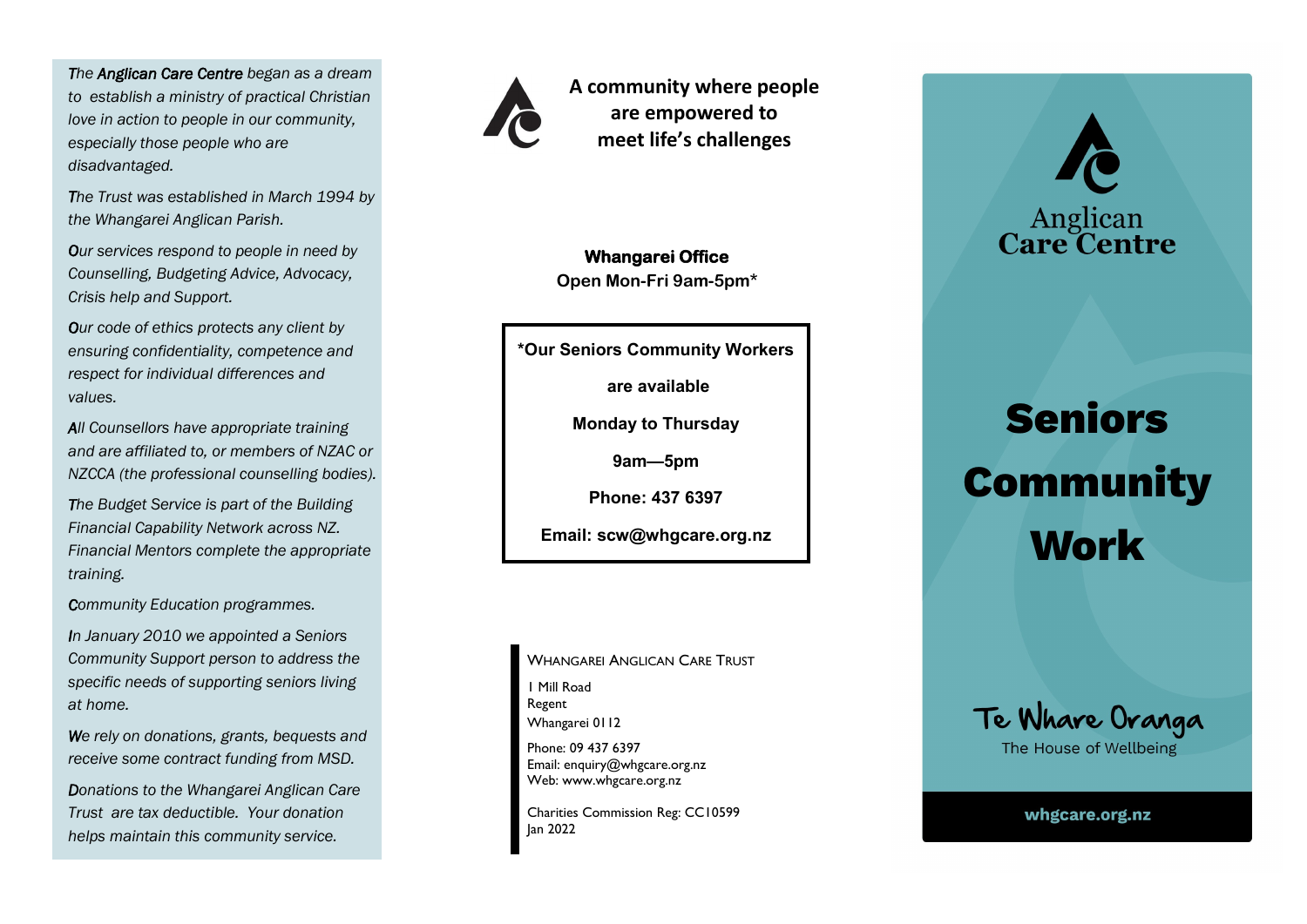*The **Anglican Care Centre** began as a dream to establish a ministry of practical Christian love in action to people in our community, especially those people who are disadvantaged.*

*The Trust was established in March 1994 by the Whangarei Anglican Parish.*

*Our services respond to people in need by Counselling, Budgeting Advice, Advocacy, Crisis help and Support.*

*Our code of ethics protects any client by ensuring confidentiality, competence and respect for individual differences and values.*

*All Counsellors have appropriate training and are affiliated to, or members of NZAC or NZCCA (the professional counselling bodies).*

*The Budget Service is part of the Building Financial Capability Network across NZ. Financial Mentors complete the appropriate training.*

*Community Education programmes.*

*In January 2010 we appointed a Seniors Community Support person to address the specific needs of supporting seniors living at home.*

*We rely on donations, grants, bequests and receive some contract funding from MSD.*

*Donations to the Whangarei Anglican Care Trust are tax deductible. Your donation helps maintain this community service.*

**A community where people are empowered to meet life's challenges**

**Whangarei Office**
**Open Mon-Fri 9am-5pm***

**\*Our Seniors Community Workers are available**

**Monday to Thursday**

**9am—5pm**

**Phone: 437 6397**

**Email: scw@whgcare.org.nz**

WHANGAREI ANGLICAN CARE TRUST

1 Mill Road
Regent
Whangarei 0112

Phone: 09 437 6397
Email: enquiry@whgcare.org.nz
Web: www.whgcare.org.nz

Charities Commission Reg: CC10599
Jan 2022

Anglican
Care Centre

# Seniors Community Work

**Te Whare Oranga**
The House of Wellbeing

**whgcare.org.nz**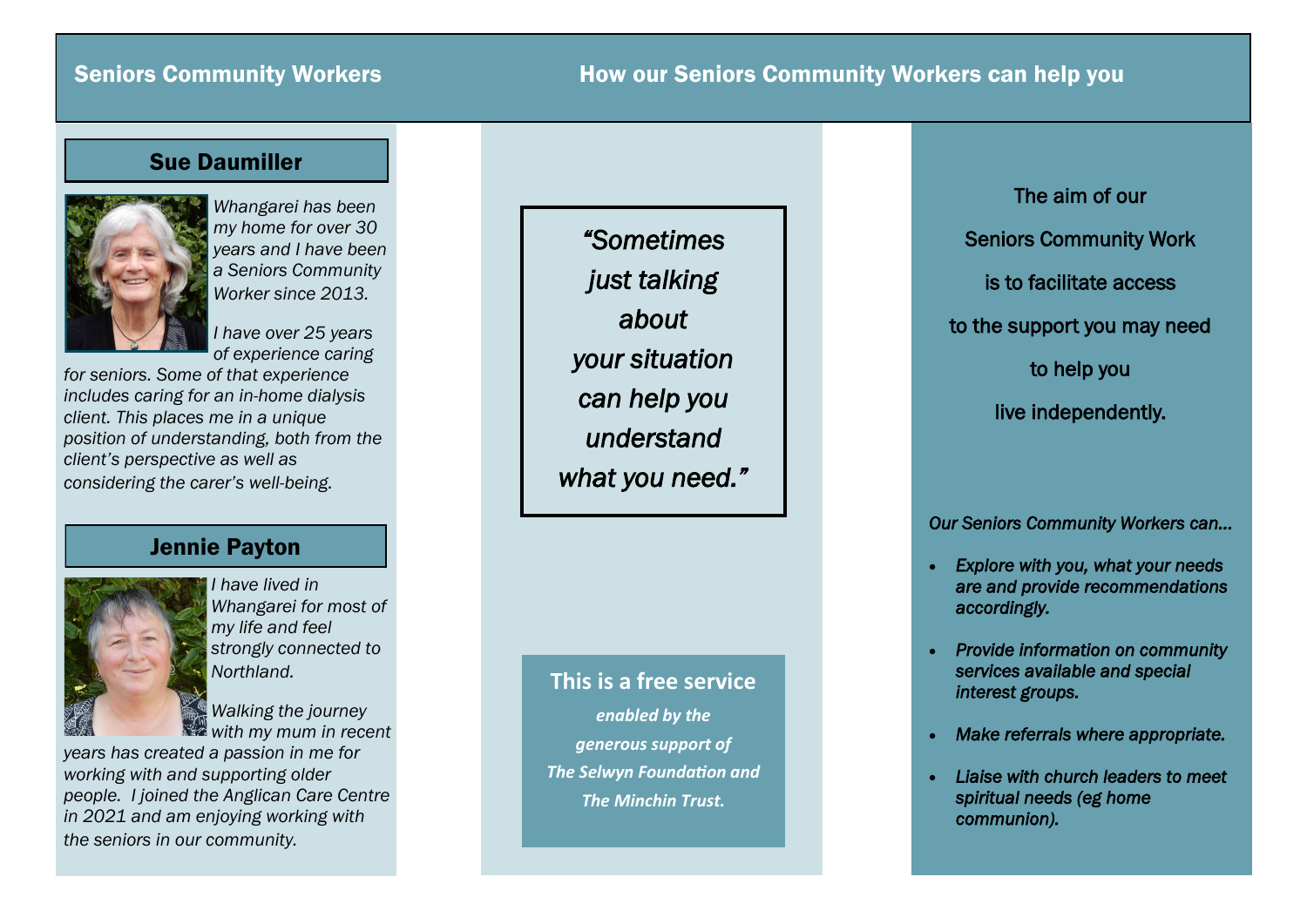## Seniors Community Workers

### Sue Daumiller

*Whangarei has been my home for over 30 years and I have been a Seniors Community Worker since 2013.*

*I have over 25 years of experience caring for seniors. Some of that experience includes caring for an in-home dialysis client. This places me in a unique position of understanding, both from the client's perspective as well as considering the carer's well-being.*

### Jennie Payton

*I have lived in Whangarei for most of my life and feel strongly connected to Northland.*

*Walking the journey with my mum in recent years has created a passion in me for working with and supporting older people. I joined the Anglican Care Centre in 2021 and am enjoying working with the seniors in our community.*

## How our Seniors Community Workers can help you

*"Sometimes just talking about your situation can help you understand what you need."*

**This is a free service**

***enabled by the generous support of The Selwyn Foundation and The Minchin Trust.***

The aim of our Seniors Community Work is to facilitate access to the support you may need to help you live independently.

*Our Seniors Community Workers can...*

- ***Explore with you, what your needs are and provide recommendations accordingly.***
- ***Provide information on community services available and special interest groups.***
- ***Make referrals where appropriate.***
- ***Liaise with church leaders to meet spiritual needs (eg home communion).***